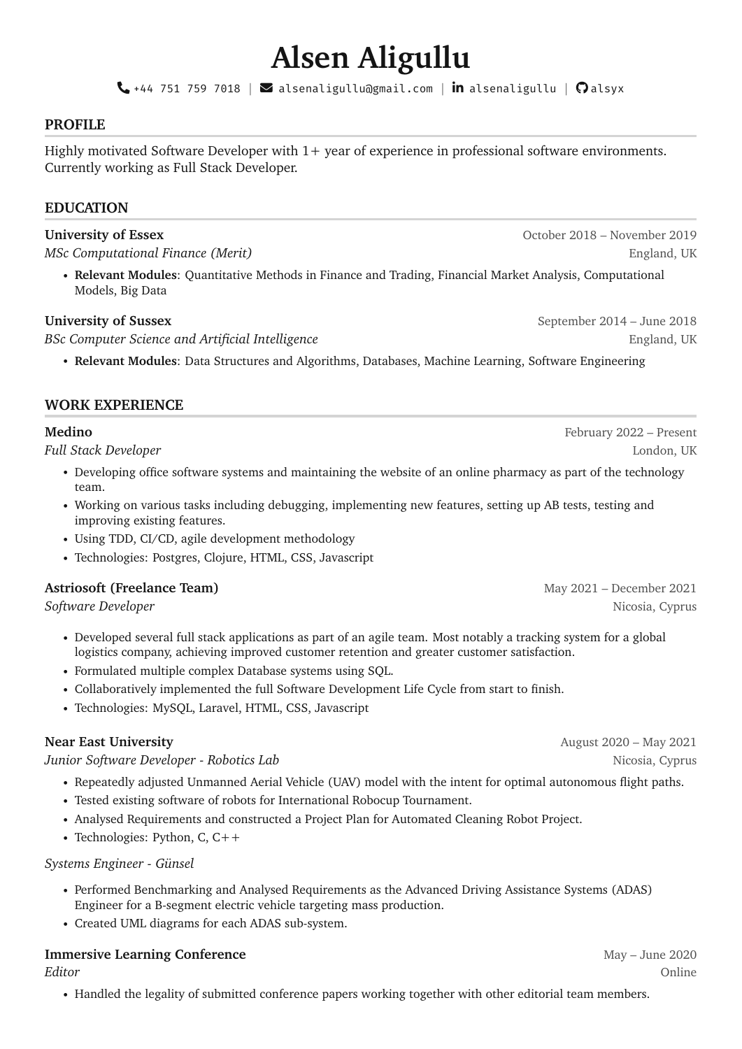# Alsen Aligullu

+44 751 759 7018 | alsenaligullu@gmail.com | alsenaligullu | alsyx

## PROFILE

Highly motivated Software Developer with 1+ year of experience in professional software environments. Currently working as Full Stack Developer.

## EDUCATION

**University of Essex** — October 2018 – November 2019
*MSc Computational Finance (Merit)* — England, UK

- **Relevant Modules**: Quantitative Methods in Finance and Trading, Financial Market Analysis, Computational Models, Big Data

**University of Sussex** — September 2014 – June 2018
*BSc Computer Science and Artificial Intelligence* — England, UK

- **Relevant Modules**: Data Structures and Algorithms, Databases, Machine Learning, Software Engineering

## WORK EXPERIENCE

**Medino** — February 2022 – Present
*Full Stack Developer* — London, UK

- Developing office software systems and maintaining the website of an online pharmacy as part of the technology team.
- Working on various tasks including debugging, implementing new features, setting up AB tests, testing and improving existing features.
- Using TDD, CI/CD, agile development methodology
- Technologies: Postgres, Clojure, HTML, CSS, Javascript

**Astriosoft (Freelance Team)** — May 2021 – December 2021
*Software Developer* — Nicosia, Cyprus

- Developed several full stack applications as part of an agile team. Most notably a tracking system for a global logistics company, achieving improved customer retention and greater customer satisfaction.
- Formulated multiple complex Database systems using SQL.
- Collaboratively implemented the full Software Development Life Cycle from start to finish.
- Technologies: MySQL, Laravel, HTML, CSS, Javascript

**Near East University** — August 2020 – May 2021
*Junior Software Developer - Robotics Lab* — Nicosia, Cyprus

- Repeatedly adjusted Unmanned Aerial Vehicle (UAV) model with the intent for optimal autonomous flight paths.
- Tested existing software of robots for International Robocup Tournament.
- Analysed Requirements and constructed a Project Plan for Automated Cleaning Robot Project.
- Technologies: Python, C, C++

*Systems Engineer - Günsel*

- Performed Benchmarking and Analysed Requirements as the Advanced Driving Assistance Systems (ADAS) Engineer for a B-segment electric vehicle targeting mass production.
- Created UML diagrams for each ADAS sub-system.

**Immersive Learning Conference** — May – June 2020
*Editor* — Online

- Handled the legality of submitted conference papers working together with other editorial team members.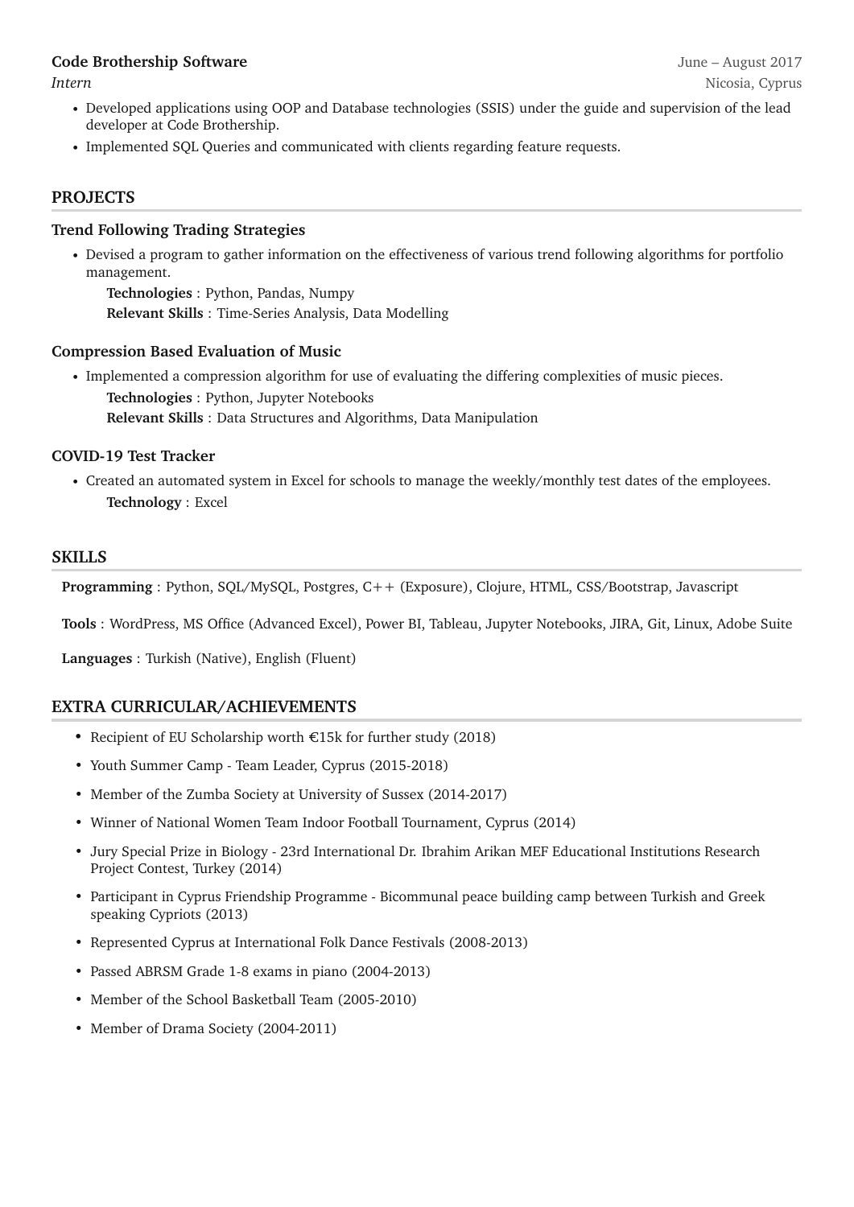**Code Brothership Software** June – August 2017
*Intern* Nicosia, Cyprus

- Developed applications using OOP and Database technologies (SSIS) under the guide and supervision of the lead developer at Code Brothership.
- Implemented SQL Queries and communicated with clients regarding feature requests.

## PROJECTS

### Trend Following Trading Strategies

- Devised a program to gather information on the effectiveness of various trend following algorithms for portfolio management.
  **Technologies** : Python, Pandas, Numpy
  **Relevant Skills** : Time-Series Analysis, Data Modelling

### Compression Based Evaluation of Music

- Implemented a compression algorithm for use of evaluating the differing complexities of music pieces.
  **Technologies** : Python, Jupyter Notebooks
  **Relevant Skills** : Data Structures and Algorithms, Data Manipulation

### COVID-19 Test Tracker

- Created an automated system in Excel for schools to manage the weekly/monthly test dates of the employees.
  **Technology** : Excel

## SKILLS

**Programming** : Python, SQL/MySQL, Postgres, C++ (Exposure), Clojure, HTML, CSS/Bootstrap, Javascript

**Tools** : WordPress, MS Office (Advanced Excel), Power BI, Tableau, Jupyter Notebooks, JIRA, Git, Linux, Adobe Suite

**Languages** : Turkish (Native), English (Fluent)

## EXTRA CURRICULAR/ACHIEVEMENTS

- Recipient of EU Scholarship worth €15k for further study (2018)
- Youth Summer Camp - Team Leader, Cyprus (2015-2018)
- Member of the Zumba Society at University of Sussex (2014-2017)
- Winner of National Women Team Indoor Football Tournament, Cyprus (2014)
- Jury Special Prize in Biology - 23rd International Dr. Ibrahim Arikan MEF Educational Institutions Research Project Contest, Turkey (2014)
- Participant in Cyprus Friendship Programme - Bicommunal peace building camp between Turkish and Greek speaking Cypriots (2013)
- Represented Cyprus at International Folk Dance Festivals (2008-2013)
- Passed ABRSM Grade 1-8 exams in piano (2004-2013)
- Member of the School Basketball Team (2005-2010)
- Member of Drama Society (2004-2011)